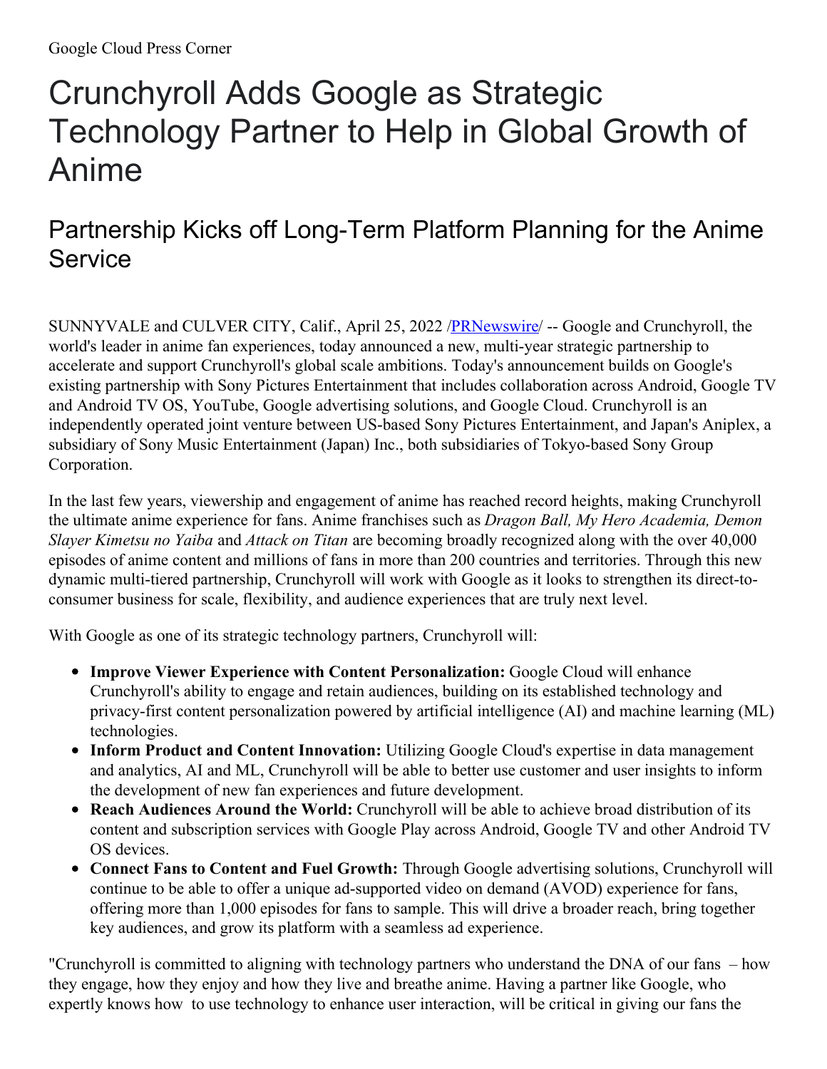Google Cloud Press Corner

# Crunchyroll Adds Google as Strategic Technology Partner to Help in Global Growth of Anime

## Partnership Kicks off Long-Term Platform Planning for the Anime Service

SUNNYVALE and CULVER CITY, Calif., April 25, 2022 /PRNewswire/ -- Google and Crunchyroll, the world's leader in anime fan experiences, today announced a new, multi-year strategic partnership to accelerate and support Crunchyroll's global scale ambitions. Today's announcement builds on Google's existing partnership with Sony Pictures Entertainment that includes collaboration across Android, Google TV and Android TV OS, YouTube, Google advertising solutions, and Google Cloud. Crunchyroll is an independently operated joint venture between US-based Sony Pictures Entertainment, and Japan's Aniplex, a subsidiary of Sony Music Entertainment (Japan) Inc., both subsidiaries of Tokyo-based Sony Group Corporation.

In the last few years, viewership and engagement of anime has reached record heights, making Crunchyroll the ultimate anime experience for fans. Anime franchises such as *Dragon Ball, My Hero Academia, Demon Slayer Kimetsu no Yaiba* and *Attack on Titan* are becoming broadly recognized along with the over 40,000 episodes of anime content and millions of fans in more than 200 countries and territories. Through this new dynamic multi-tiered partnership, Crunchyroll will work with Google as it looks to strengthen its direct-to-consumer business for scale, flexibility, and audience experiences that are truly next level.

With Google as one of its strategic technology partners, Crunchyroll will:

- **Improve Viewer Experience with Content Personalization:** Google Cloud will enhance Crunchyroll's ability to engage and retain audiences, building on its established technology and privacy-first content personalization powered by artificial intelligence (AI) and machine learning (ML) technologies.
- **Inform Product and Content Innovation:** Utilizing Google Cloud's expertise in data management and analytics, AI and ML, Crunchyroll will be able to better use customer and user insights to inform the development of new fan experiences and future development.
- **Reach Audiences Around the World:** Crunchyroll will be able to achieve broad distribution of its content and subscription services with Google Play across Android, Google TV and other Android TV OS devices.
- **Connect Fans to Content and Fuel Growth:** Through Google advertising solutions, Crunchyroll will continue to be able to offer a unique ad-supported video on demand (AVOD) experience for fans, offering more than 1,000 episodes for fans to sample. This will drive a broader reach, bring together key audiences, and grow its platform with a seamless ad experience.

"Crunchyroll is committed to aligning with technology partners who understand the DNA of our fans – how they engage, how they enjoy and how they live and breathe anime. Having a partner like Google, who expertly knows how to use technology to enhance user interaction, will be critical in giving our fans the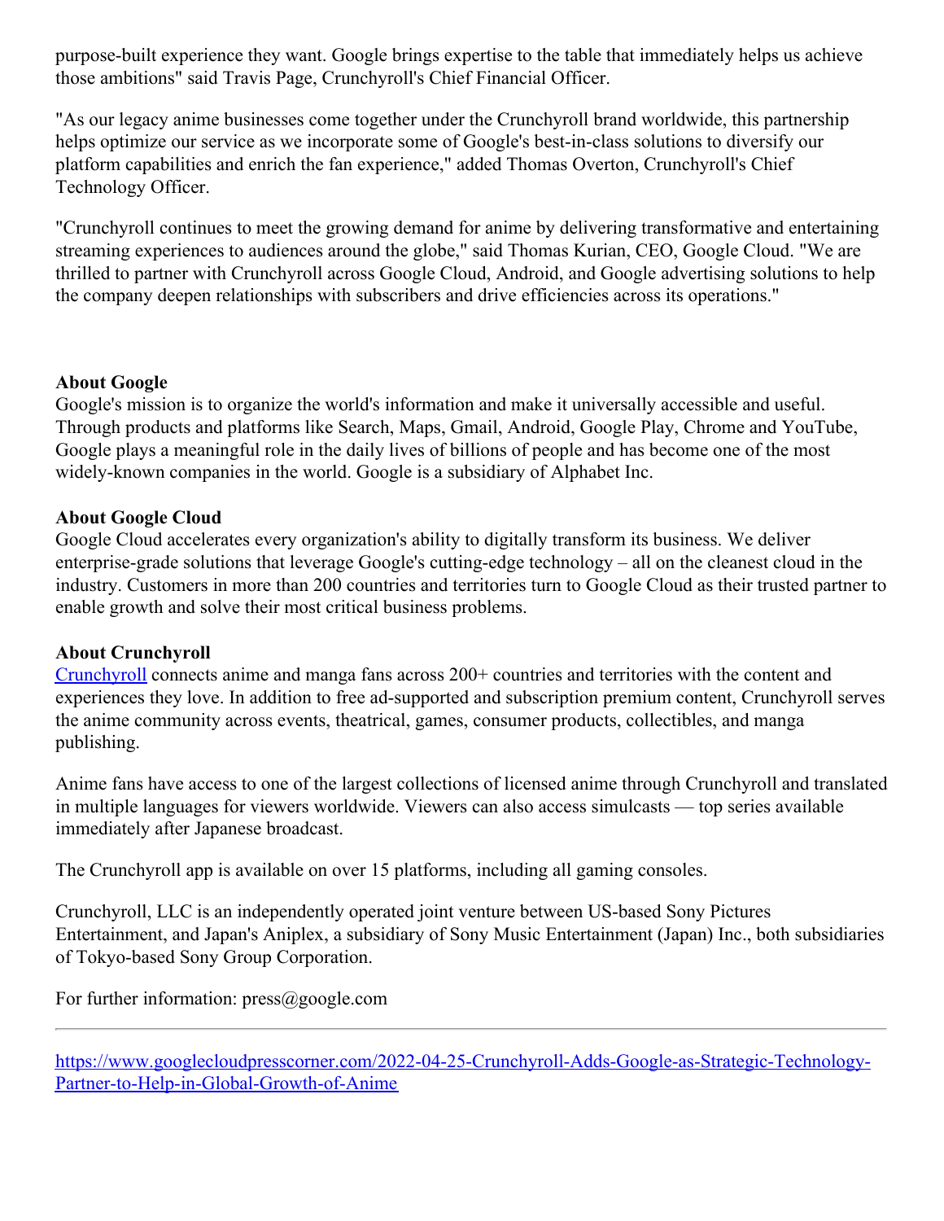purpose-built experience they want. Google brings expertise to the table that immediately helps us achieve those ambitions" said Travis Page, Crunchyroll's Chief Financial Officer.

"As our legacy anime businesses come together under the Crunchyroll brand worldwide, this partnership helps optimize our service as we incorporate some of Google's best-in-class solutions to diversify our platform capabilities and enrich the fan experience," added Thomas Overton, Crunchyroll's Chief Technology Officer.

"Crunchyroll continues to meet the growing demand for anime by delivering transformative and entertaining streaming experiences to audiences around the globe," said Thomas Kurian, CEO, Google Cloud. "We are thrilled to partner with Crunchyroll across Google Cloud, Android, and Google advertising solutions to help the company deepen relationships with subscribers and drive efficiencies across its operations."

**About Google**

Google's mission is to organize the world's information and make it universally accessible and useful. Through products and platforms like Search, Maps, Gmail, Android, Google Play, Chrome and YouTube, Google plays a meaningful role in the daily lives of billions of people and has become one of the most widely-known companies in the world. Google is a subsidiary of Alphabet Inc.

**About Google Cloud**

Google Cloud accelerates every organization's ability to digitally transform its business. We deliver enterprise-grade solutions that leverage Google's cutting-edge technology – all on the cleanest cloud in the industry. Customers in more than 200 countries and territories turn to Google Cloud as their trusted partner to enable growth and solve their most critical business problems.

**About Crunchyroll**

Crunchyroll connects anime and manga fans across 200+ countries and territories with the content and experiences they love. In addition to free ad-supported and subscription premium content, Crunchyroll serves the anime community across events, theatrical, games, consumer products, collectibles, and manga publishing.

Anime fans have access to one of the largest collections of licensed anime through Crunchyroll and translated in multiple languages for viewers worldwide. Viewers can also access simulcasts — top series available immediately after Japanese broadcast.

The Crunchyroll app is available on over 15 platforms, including all gaming consoles.

Crunchyroll, LLC is an independently operated joint venture between US-based Sony Pictures Entertainment, and Japan's Aniplex, a subsidiary of Sony Music Entertainment (Japan) Inc., both subsidiaries of Tokyo-based Sony Group Corporation.

For further information: press@google.com

---

https://www.googlecloudpresscorner.com/2022-04-25-Crunchyroll-Adds-Google-as-Strategic-Technology-Partner-to-Help-in-Global-Growth-of-Anime